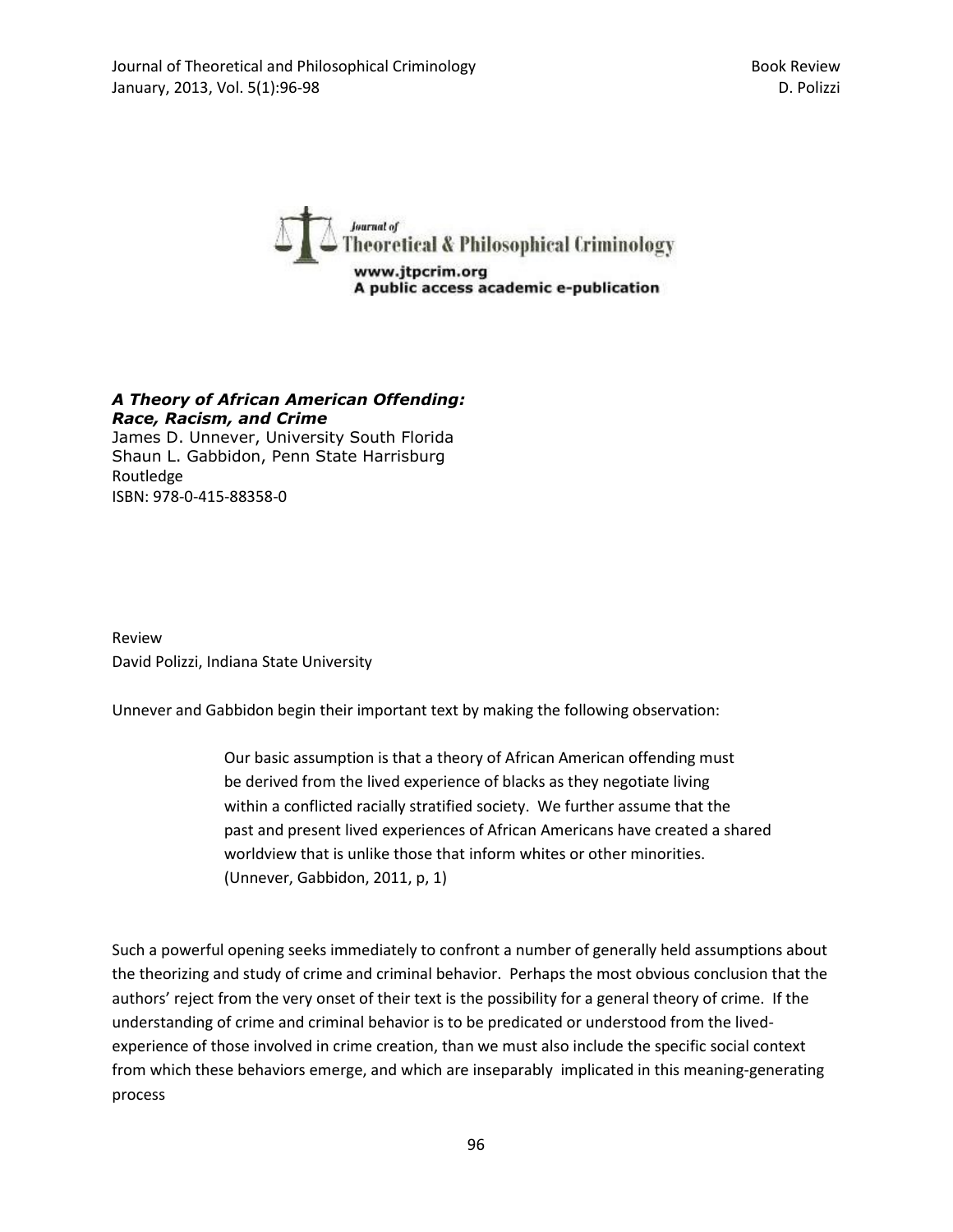*Journal of Theoretical & Philosophical Criminology*
www.jtpcrim.org
A public access academic e-publication

***A Theory of African American Offending: Race, Racism, and Crime***
James D. Unnever, University South Florida
Shaun L. Gabbidon, Penn State Harrisburg
Routledge
ISBN: 978-0-415-88358-0

Review
David Polizzi, Indiana State University

Unnever and Gabbidon begin their important text by making the following observation:

> Our basic assumption is that a theory of African American offending must be derived from the lived experience of blacks as they negotiate living within a conflicted racially stratified society. We further assume that the past and present lived experiences of African Americans have created a shared worldview that is unlike those that inform whites or other minorities. (Unnever, Gabbidon, 2011, p, 1)

Such a powerful opening seeks immediately to confront a number of generally held assumptions about the theorizing and study of crime and criminal behavior. Perhaps the most obvious conclusion that the authors' reject from the very onset of their text is the possibility for a general theory of crime. If the understanding of crime and criminal behavior is to be predicated or understood from the lived-experience of those involved in crime creation, than we must also include the specific social context from which these behaviors emerge, and which are inseparably implicated in this meaning-generating process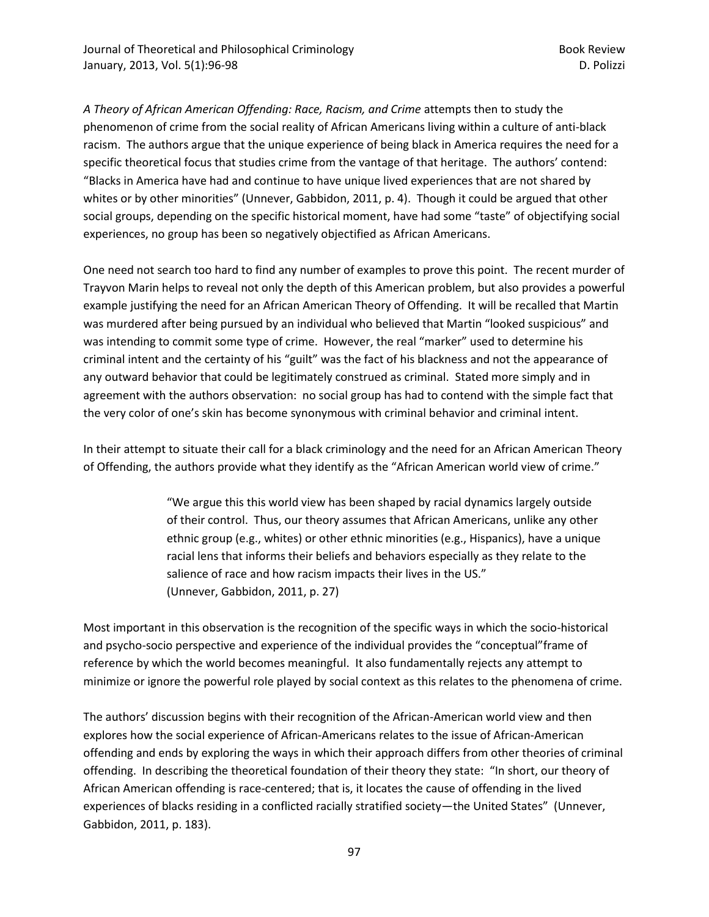*A Theory of African American Offending: Race, Racism, and Crime* attempts then to study the phenomenon of crime from the social reality of African Americans living within a culture of anti-black racism. The authors argue that the unique experience of being black in America requires the need for a specific theoretical focus that studies crime from the vantage of that heritage. The authors' contend: "Blacks in America have had and continue to have unique lived experiences that are not shared by whites or by other minorities" (Unnever, Gabbidon, 2011, p. 4). Though it could be argued that other social groups, depending on the specific historical moment, have had some "taste" of objectifying social experiences, no group has been so negatively objectified as African Americans.

One need not search too hard to find any number of examples to prove this point. The recent murder of Trayvon Marin helps to reveal not only the depth of this American problem, but also provides a powerful example justifying the need for an African American Theory of Offending. It will be recalled that Martin was murdered after being pursued by an individual who believed that Martin "looked suspicious" and was intending to commit some type of crime. However, the real "marker" used to determine his criminal intent and the certainty of his "guilt" was the fact of his blackness and not the appearance of any outward behavior that could be legitimately construed as criminal. Stated more simply and in agreement with the authors observation: no social group has had to contend with the simple fact that the very color of one's skin has become synonymous with criminal behavior and criminal intent.

In their attempt to situate their call for a black criminology and the need for an African American Theory of Offending, the authors provide what they identify as the "African American world view of crime."

> "We argue this this world view has been shaped by racial dynamics largely outside of their control. Thus, our theory assumes that African Americans, unlike any other ethnic group (e.g., whites) or other ethnic minorities (e.g., Hispanics), have a unique racial lens that informs their beliefs and behaviors especially as they relate to the salience of race and how racism impacts their lives in the US."
> (Unnever, Gabbidon, 2011, p. 27)

Most important in this observation is the recognition of the specific ways in which the socio-historical and psycho-socio perspective and experience of the individual provides the "conceptual"frame of reference by which the world becomes meaningful. It also fundamentally rejects any attempt to minimize or ignore the powerful role played by social context as this relates to the phenomena of crime.

The authors' discussion begins with their recognition of the African-American world view and then explores how the social experience of African-Americans relates to the issue of African-American offending and ends by exploring the ways in which their approach differs from other theories of criminal offending. In describing the theoretical foundation of their theory they state: "In short, our theory of African American offending is race-centered; that is, it locates the cause of offending in the lived experiences of blacks residing in a conflicted racially stratified society—the United States" (Unnever, Gabbidon, 2011, p. 183).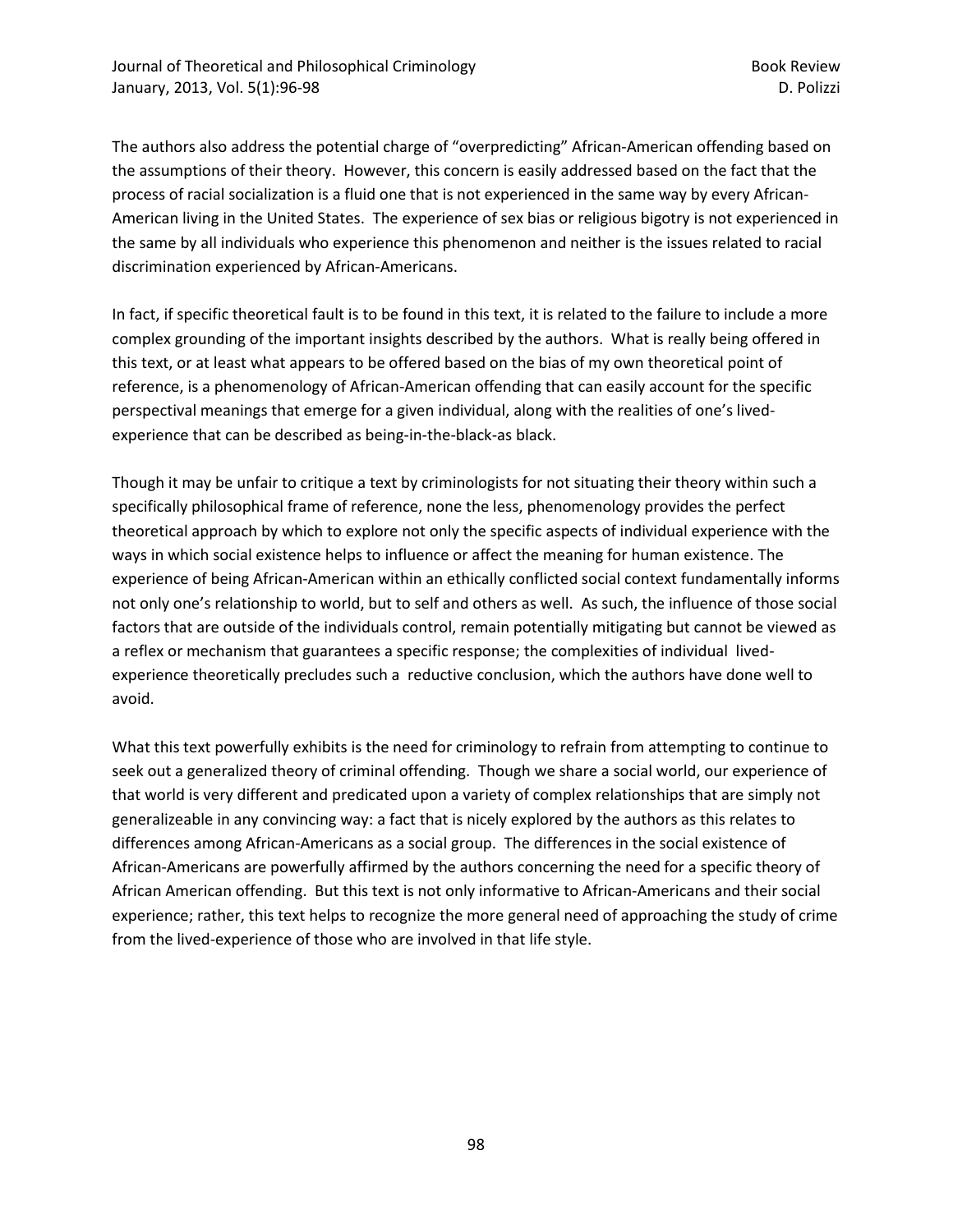The authors also address the potential charge of "overpredicting" African-American offending based on the assumptions of their theory. However, this concern is easily addressed based on the fact that the process of racial socialization is a fluid one that is not experienced in the same way by every African-American living in the United States. The experience of sex bias or religious bigotry is not experienced in the same by all individuals who experience this phenomenon and neither is the issues related to racial discrimination experienced by African-Americans.

In fact, if specific theoretical fault is to be found in this text, it is related to the failure to include a more complex grounding of the important insights described by the authors. What is really being offered in this text, or at least what appears to be offered based on the bias of my own theoretical point of reference, is a phenomenology of African-American offending that can easily account for the specific perspectival meanings that emerge for a given individual, along with the realities of one's lived-experience that can be described as being-in-the-black-as black.

Though it may be unfair to critique a text by criminologists for not situating their theory within such a specifically philosophical frame of reference, none the less, phenomenology provides the perfect theoretical approach by which to explore not only the specific aspects of individual experience with the ways in which social existence helps to influence or affect the meaning for human existence. The experience of being African-American within an ethically conflicted social context fundamentally informs not only one's relationship to world, but to self and others as well. As such, the influence of those social factors that are outside of the individuals control, remain potentially mitigating but cannot be viewed as a reflex or mechanism that guarantees a specific response; the complexities of individual lived-experience theoretically precludes such a reductive conclusion, which the authors have done well to avoid.

What this text powerfully exhibits is the need for criminology to refrain from attempting to continue to seek out a generalized theory of criminal offending. Though we share a social world, our experience of that world is very different and predicated upon a variety of complex relationships that are simply not generalizeable in any convincing way: a fact that is nicely explored by the authors as this relates to differences among African-Americans as a social group. The differences in the social existence of African-Americans are powerfully affirmed by the authors concerning the need for a specific theory of African American offending. But this text is not only informative to African-Americans and their social experience; rather, this text helps to recognize the more general need of approaching the study of crime from the lived-experience of those who are involved in that life style.